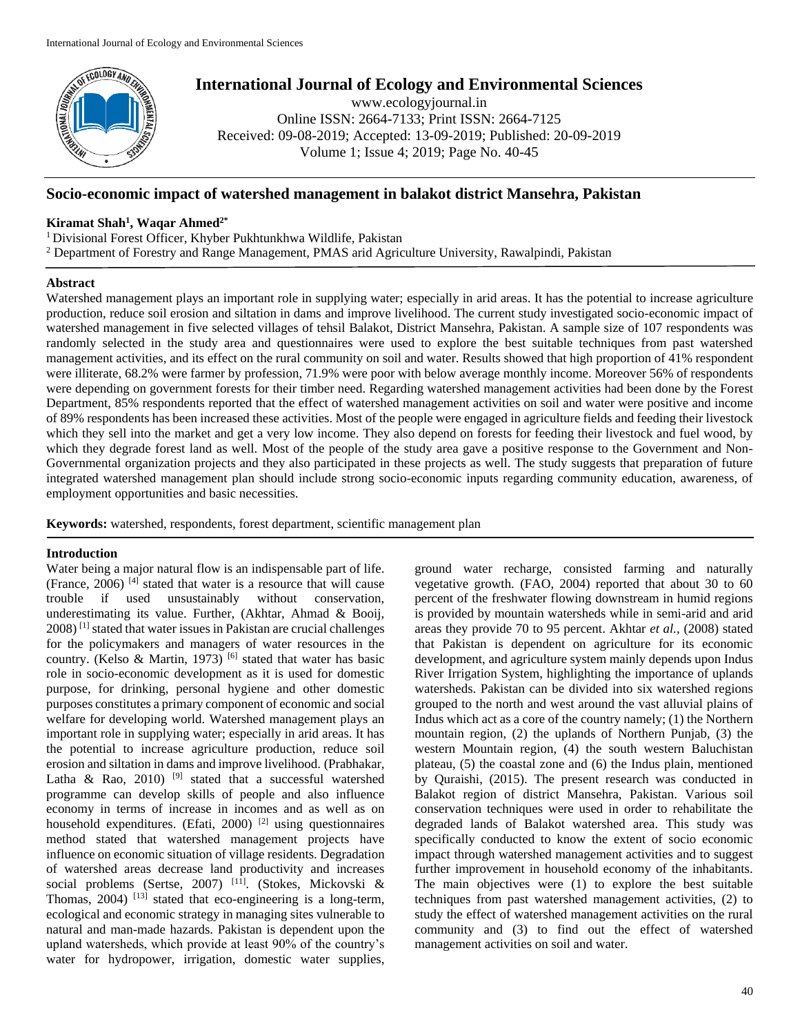# Socio-economic impact of watershed management in balakot district Mansehra, Pakistan

**Kiramat Shah[1], Waqar Ahmed[2*]**

[1] Divisional Forest Officer, Khyber Pukhtunkhwa Wildlife, Pakistan
[2] Department of Forestry and Range Management, PMAS arid Agriculture University, Rawalpindi, Pakistan

## Abstract

Watershed management plays an important role in supplying water; especially in arid areas. It has the potential to increase agriculture production, reduce soil erosion and siltation in dams and improve livelihood. The current study investigated socio-economic impact of watershed management in five selected villages of tehsil Balakot, District Mansehra, Pakistan. A sample size of 107 respondents was randomly selected in the study area and questionnaires were used to explore the best suitable techniques from past watershed management activities, and its effect on the rural community on soil and water. Results showed that high proportion of 41% respondent were illiterate, 68.2% were farmer by profession, 71.9% were poor with below average monthly income. Moreover 56% of respondents were depending on government forests for their timber need. Regarding watershed management activities had been done by the Forest Department, 85% respondents reported that the effect of watershed management activities on soil and water were positive and income of 89% respondents has been increased these activities. Most of the people were engaged in agriculture fields and feeding their livestock which they sell into the market and get a very low income. They also depend on forests for feeding their livestock and fuel wood, by which they degrade forest land as well. Most of the people of the study area gave a positive response to the Government and Non-Governmental organization projects and they also participated in these projects as well. The study suggests that preparation of future integrated watershed management plan should include strong socio-economic inputs regarding community education, awareness, of employment opportunities and basic necessities.

**Keywords:** watershed, respondents, forest department, scientific management plan

## Introduction

Water being a major natural flow is an indispensable part of life. (France, 2006) [4] stated that water is a resource that will cause trouble if used unsustainably without conservation, underestimating its value. Further, (Akhtar, Ahmad & Booij, 2008) [1] stated that water issues in Pakistan are crucial challenges for the policymakers and managers of water resources in the country. (Kelso & Martin, 1973) [6] stated that water has basic role in socio-economic development as it is used for domestic purpose, for drinking, personal hygiene and other domestic purposes constitutes a primary component of economic and social welfare for developing world. Watershed management plays an important role in supplying water; especially in arid areas. It has the potential to increase agriculture production, reduce soil erosion and siltation in dams and improve livelihood. (Prabhakar, Latha & Rao, 2010) [9] stated that a successful watershed programme can develop skills of people and also influence economy in terms of increase in incomes and as well as on household expenditures. (Efati, 2000) [2] using questionnaires method stated that watershed management projects have influence on economic situation of village residents. Degradation of watershed areas decrease land productivity and increases social problems (Sertse, 2007) [11]. (Stokes, Mickovski & Thomas, 2004) [13] stated that eco-engineering is a long-term, ecological and economic strategy in managing sites vulnerable to natural and man-made hazards. Pakistan is dependent upon the upland watersheds, which provide at least 90% of the country's water for hydropower, irrigation, domestic water supplies, ground water recharge, consisted farming and naturally vegetative growth. (FAO, 2004) reported that about 30 to 60 percent of the freshwater flowing downstream in humid regions is provided by mountain watersheds while in semi-arid and arid areas they provide 70 to 95 percent. Akhtar *et al.,* (2008) stated that Pakistan is dependent on agriculture for its economic development, and agriculture system mainly depends upon Indus River Irrigation System, highlighting the importance of uplands watersheds. Pakistan can be divided into six watershed regions grouped to the north and west around the vast alluvial plains of Indus which act as a core of the country namely; (1) the Northern mountain region, (2) the uplands of Northern Punjab, (3) the western Mountain region, (4) the south western Baluchistan plateau, (5) the coastal zone and (6) the Indus plain, mentioned by Quraishi, (2015). The present research was conducted in Balakot region of district Mansehra, Pakistan. Various soil conservation techniques were used in order to rehabilitate the degraded lands of Balakot watershed area. This study was specifically conducted to know the extent of socio economic impact through watershed management activities and to suggest further improvement in household economy of the inhabitants. The main objectives were (1) to explore the best suitable techniques from past watershed management activities, (2) to study the effect of watershed management activities on the rural community and (3) to find out the effect of watershed management activities on soil and water.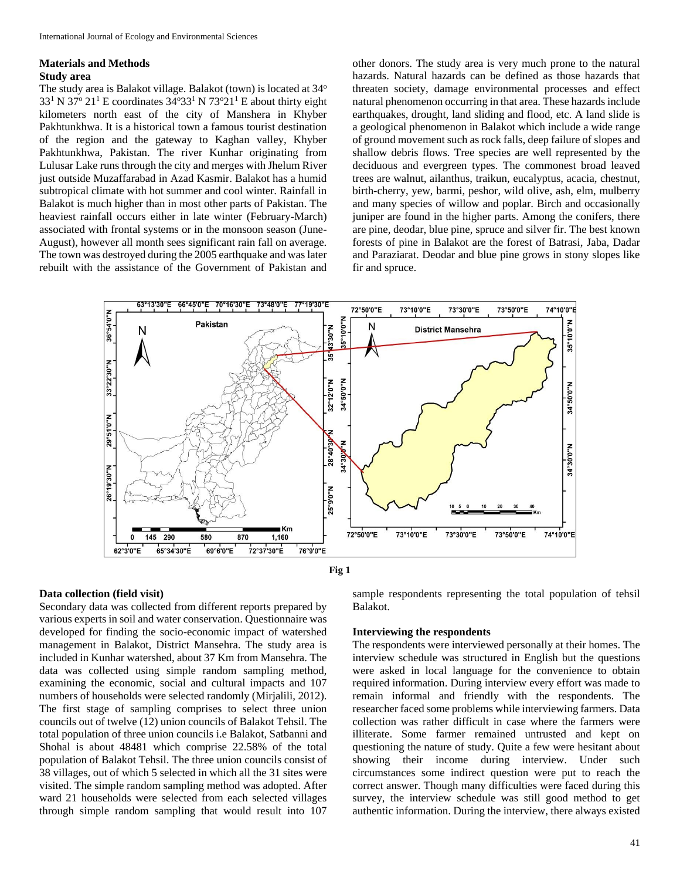## Materials and Methods

### Study area

The study area is Balakot village. Balakot (town) is located at 34° 33[1] N 37° 21[1] E coordinates 34°33[1] N 73°21[1] E about thirty eight kilometers north east of the city of Manshera in Khyber Pakhtunkhwa. It is a historical town a famous tourist destination of the region and the gateway to Kaghan valley, Khyber Pakhtunkhwa, Pakistan. The river Kunhar originating from Lulusar Lake runs through the city and merges with Jhelum River just outside Muzaffarabad in Azad Kasmir. Balakot has a humid subtropical climate with hot summer and cool winter. Rainfall in Balakot is much higher than in most other parts of Pakistan. The heaviest rainfall occurs either in late winter (February-March) associated with frontal systems or in the monsoon season (June-August), however all month sees significant rain fall on average. The town was destroyed during the 2005 earthquake and was later rebuilt with the assistance of the Government of Pakistan and other donors. The study area is very much prone to the natural hazards. Natural hazards can be defined as those hazards that threaten society, damage environmental processes and effect natural phenomenon occurring in that area. These hazards include earthquakes, drought, land sliding and flood, etc. A land slide is a geological phenomenon in Balakot which include a wide range of ground movement such as rock falls, deep failure of slopes and shallow debris flows. Tree species are well represented by the deciduous and evergreen types. The commonest broad leaved trees are walnut, ailanthus, traikun, eucalyptus, acacia, chestnut, birth-cherry, yew, barmi, peshor, wild olive, ash, elm, mulberry and many species of willow and poplar. Birch and occasionally juniper are found in the higher parts. Among the conifers, there are pine, deodar, blue pine, spruce and silver fir. The best known forests of pine in Balakot are the forest of Batrasi, Jaba, Dadar and Paraziarat. Deodar and blue pine grows in stony slopes like fir and spruce.

Fig 1

### Data collection (field visit)

Secondary data was collected from different reports prepared by various experts in soil and water conservation. Questionnaire was developed for finding the socio-economic impact of watershed management in Balakot, District Mansehra. The study area is included in Kunhar watershed, about 37 Km from Mansehra. The data was collected using simple random sampling method, examining the economic, social and cultural impacts and 107 numbers of households were selected randomly (Mirjalili, 2012). The first stage of sampling comprises to select three union councils out of twelve (12) union councils of Balakot Tehsil. The total population of three union councils i.e Balakot, Satbanni and Shohal is about 48481 which comprise 22.58% of the total population of Balakot Tehsil. The three union councils consist of 38 villages, out of which 5 selected in which all the 31 sites were visited. The simple random sampling method was adopted. After ward 21 households were selected from each selected villages through simple random sampling that would result into 107 sample respondents representing the total population of tehsil Balakot.

### Interviewing the respondents

The respondents were interviewed personally at their homes. The interview schedule was structured in English but the questions were asked in local language for the convenience to obtain required information. During interview every effort was made to remain informal and friendly with the respondents. The researcher faced some problems while interviewing farmers. Data collection was rather difficult in case where the farmers were illiterate. Some farmer remained untrusted and kept on questioning the nature of study. Quite a few were hesitant about showing their income during interview. Under such circumstances some indirect question were put to reach the correct answer. Though many difficulties were faced during this survey, the interview schedule was still good method to get authentic information. During the interview, there always existed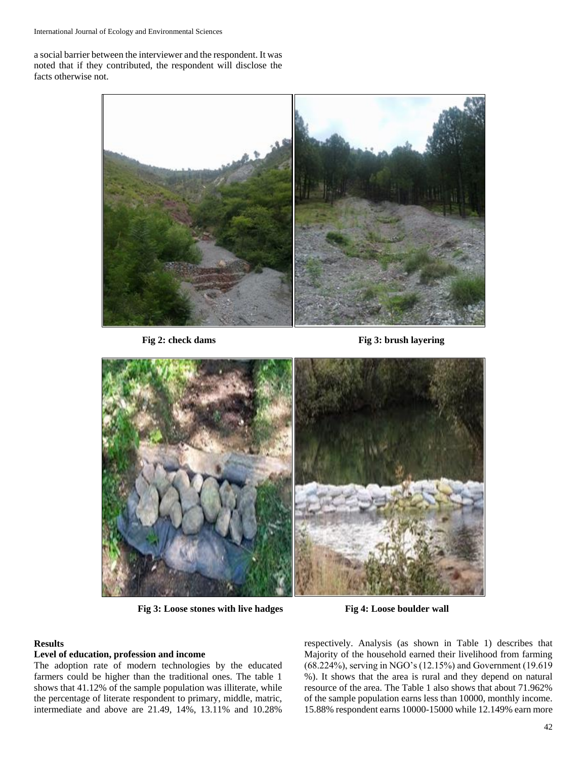a social barrier between the interviewer and the respondent. It was noted that if they contributed, the respondent will disclose the facts otherwise not.

**Fig 2: check dams**

**Fig 3: brush layering**

**Fig 3: Loose stones with live hadges**

**Fig 4: Loose boulder wall**

## Results

### Level of education, profession and income

The adoption rate of modern technologies by the educated farmers could be higher than the traditional ones. The table 1 shows that 41.12% of the sample population was illiterate, while the percentage of literate respondent to primary, middle, matric, intermediate and above are 21.49, 14%, 13.11% and 10.28% respectively. Analysis (as shown in Table 1) describes that Majority of the household earned their livelihood from farming (68.224%), serving in NGO's (12.15%) and Government (19.619 %). It shows that the area is rural and they depend on natural resource of the area. The Table 1 also shows that about 71.962% of the sample population earns less than 10000, monthly income. 15.88% respondent earns 10000-15000 while 12.149% earn more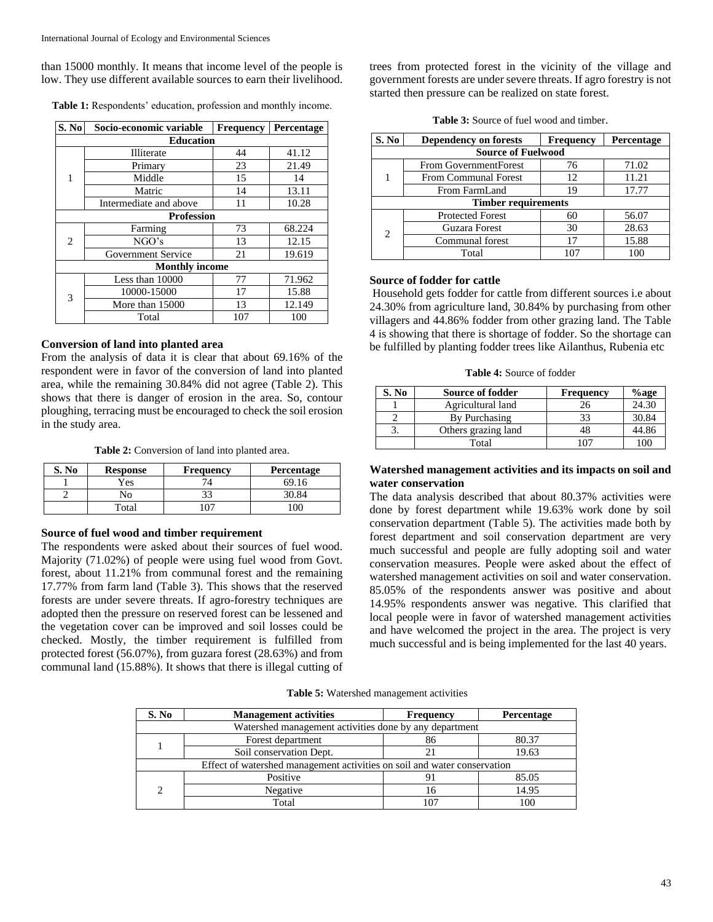than 15000 monthly. It means that income level of the people is low. They use different available sources to earn their livelihood.

**Table 1:** Respondents' education, profession and monthly income.

| S. No | Socio-economic variable | Frequency | Percentage |
|---|---|---|---|
| **Education** | | | |
| 1 | Illiterate | 44 | 41.12 |
| | Primary | 23 | 21.49 |
| | Middle | 15 | 14 |
| | Matric | 14 | 13.11 |
| | Intermediate and above | 11 | 10.28 |
| **Profession** | | | |
| 2 | Farming | 73 | 68.224 |
| | NGO's | 13 | 12.15 |
| | Government Service | 21 | 19.619 |
| **Monthly income** | | | |
| 3 | Less than 10000 | 77 | 71.962 |
| | 10000-15000 | 17 | 15.88 |
| | More than 15000 | 13 | 12.149 |
| | Total | 107 | 100 |

### Conversion of land into planted area

From the analysis of data it is clear that about 69.16% of the respondent were in favor of the conversion of land into planted area, while the remaining 30.84% did not agree (Table 2). This shows that there is danger of erosion in the area. So, contour ploughing, terracing must be encouraged to check the soil erosion in the study area.

**Table 2:** Conversion of land into planted area.

| S. No | Response | Frequency | Percentage |
|---|---|---|---|
| 1 | Yes | 74 | 69.16 |
| 2 | No | 33 | 30.84 |
| | Total | 107 | 100 |

### Source of fuel wood and timber requirement

The respondents were asked about their sources of fuel wood. Majority (71.02%) of people were using fuel wood from Govt. forest, about 11.21% from communal forest and the remaining 17.77% from farm land (Table 3). This shows that the reserved forests are under severe threats. If agro-forestry techniques are adopted then the pressure on reserved forest can be lessened and the vegetation cover can be improved and soil losses could be checked. Mostly, the timber requirement is fulfilled from protected forest (56.07%), from guzara forest (28.63%) and from communal land (15.88%). It shows that there is illegal cutting of trees from protected forest in the vicinity of the village and government forests are under severe threats. If agro forestry is not started then pressure can be realized on state forest.

**Table 3:** Source of fuel wood and timber.

| S. No | Dependency on forests | Frequency | Percentage |
|---|---|---|---|
| **Source of Fuelwood** | | | |
| 1 | From GovernmentForest | 76 | 71.02 |
| | From Communal Forest | 12 | 11.21 |
| | From FarmLand | 19 | 17.77 |
| **Timber requirements** | | | |
| 2 | Protected Forest | 60 | 56.07 |
| | Guzara Forest | 30 | 28.63 |
| | Communal forest | 17 | 15.88 |
| | Total | 107 | 100 |

### Source of fodder for cattle

Household gets fodder for cattle from different sources i.e about 24.30% from agriculture land, 30.84% by purchasing from other villagers and 44.86% fodder from other grazing land. The Table 4 is showing that there is shortage of fodder. So the shortage can be fulfilled by planting fodder trees like Ailanthus, Rubenia etc

**Table 4:** Source of fodder

| S. No | Source of fodder | Frequency | %age |
|---|---|---|---|
| 1 | Agricultural land | 26 | 24.30 |
| 2 | By Purchasing | 33 | 30.84 |
| 3. | Others grazing land | 48 | 44.86 |
| | Total | 107 | 100 |

### Watershed management activities and its impacts on soil and water conservation

The data analysis described that about 80.37% activities were done by forest department while 19.63% work done by soil conservation department (Table 5). The activities made both by forest department and soil conservation department are very much successful and people are fully adopting soil and water conservation measures. People were asked about the effect of watershed management activities on soil and water conservation. 85.05% of the respondents answer was positive and about 14.95% respondents answer was negative. This clarified that local people were in favor of watershed management activities and have welcomed the project in the area. The project is very much successful and is being implemented for the last 40 years.

**Table 5:** Watershed management activities

| S. No | Management activities | Frequency | Percentage |
|---|---|---|---|
| Watershed management activities done by any department | | | |
| 1 | Forest department | 86 | 80.37 |
| | Soil conservation Dept. | 21 | 19.63 |
| Effect of watershed management activities on soil and water conservation | | | |
| 2 | Positive | 91 | 85.05 |
| | Negative | 16 | 14.95 |
| | Total | 107 | 100 |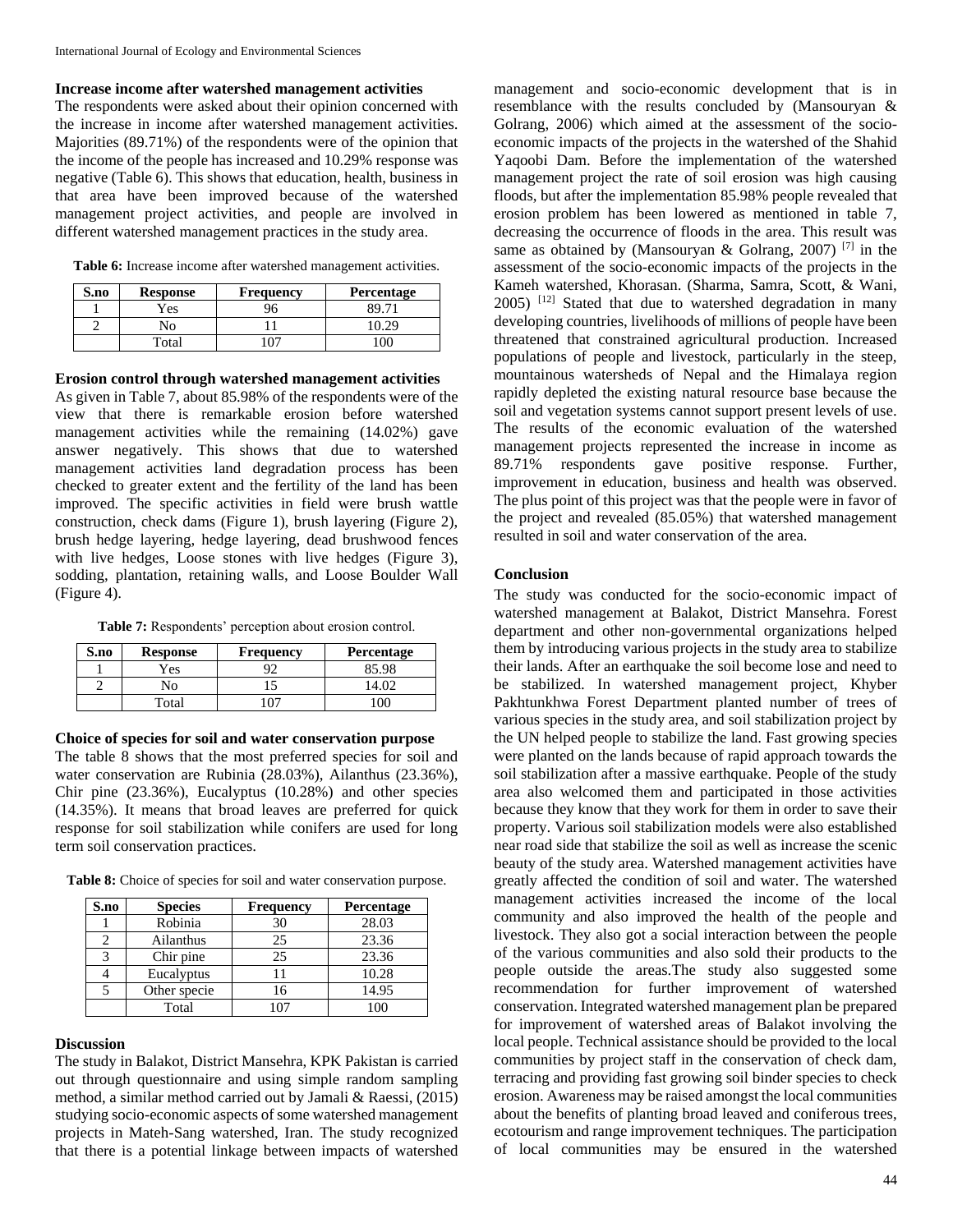### Increase income after watershed management activities

The respondents were asked about their opinion concerned with the increase in income after watershed management activities. Majorities (89.71%) of the respondents were of the opinion that the income of the people has increased and 10.29% response was negative (Table 6). This shows that education, health, business in that area have been improved because of the watershed management project activities, and people are involved in different watershed management practices in the study area.

**Table 6:** Increase income after watershed management activities.

| S.no | Response | Frequency | Percentage |
|---|---|---|---|
| 1 | Yes | 96 | 89.71 |
| 2 | No | 11 | 10.29 |
| | Total | 107 | 100 |

### Erosion control through watershed management activities

As given in Table 7, about 85.98% of the respondents were of the view that there is remarkable erosion before watershed management activities while the remaining (14.02%) gave answer negatively. This shows that due to watershed management activities land degradation process has been checked to greater extent and the fertility of the land has been improved. The specific activities in field were brush wattle construction, check dams (Figure 1), brush layering (Figure 2), brush hedge layering, hedge layering, dead brushwood fences with live hedges, Loose stones with live hedges (Figure 3), sodding, plantation, retaining walls, and Loose Boulder Wall (Figure 4).

**Table 7:** Respondents' perception about erosion control.

| S.no | Response | Frequency | Percentage |
|---|---|---|---|
| 1 | Yes | 92 | 85.98 |
| 2 | No | 15 | 14.02 |
| | Total | 107 | 100 |

### Choice of species for soil and water conservation purpose

The table 8 shows that the most preferred species for soil and water conservation are Rubinia (28.03%), Ailanthus (23.36%), Chir pine (23.36%), Eucalyptus (10.28%) and other species (14.35%). It means that broad leaves are preferred for quick response for soil stabilization while conifers are used for long term soil conservation practices.

**Table 8:** Choice of species for soil and water conservation purpose.

| S.no | Species | Frequency | Percentage |
|---|---|---|---|
| 1 | Robinia | 30 | 28.03 |
| 2 | Ailanthus | 25 | 23.36 |
| 3 | Chir pine | 25 | 23.36 |
| 4 | Eucalyptus | 11 | 10.28 |
| 5 | Other specie | 16 | 14.95 |
| | Total | 107 | 100 |

## Discussion

The study in Balakot, District Mansehra, KPK Pakistan is carried out through questionnaire and using simple random sampling method, a similar method carried out by Jamali & Raessi, (2015) studying socio-economic aspects of some watershed management projects in Mateh-Sang watershed, Iran. The study recognized that there is a potential linkage between impacts of watershed management and socio-economic development that is in resemblance with the results concluded by (Mansouryan & Golrang, 2006) which aimed at the assessment of the socio-economic impacts of the projects in the watershed of the Shahid Yaqoobi Dam. Before the implementation of the watershed management project the rate of soil erosion was high causing floods, but after the implementation 85.98% people revealed that erosion problem has been lowered as mentioned in table 7, decreasing the occurrence of floods in the area. This result was same as obtained by (Mansouryan & Golrang, 2007) [7] in the assessment of the socio-economic impacts of the projects in the Kameh watershed, Khorasan. (Sharma, Samra, Scott, & Wani, 2005) [12] Stated that due to watershed degradation in many developing countries, livelihoods of millions of people have been threatened that constrained agricultural production. Increased populations of people and livestock, particularly in the steep, mountainous watersheds of Nepal and the Himalaya region rapidly depleted the existing natural resource base because the soil and vegetation systems cannot support present levels of use. The results of the economic evaluation of the watershed management projects represented the increase in income as 89.71% respondents gave positive response. Further, improvement in education, business and health was observed. The plus point of this project was that the people were in favor of the project and revealed (85.05%) that watershed management resulted in soil and water conservation of the area.

## Conclusion

The study was conducted for the socio-economic impact of watershed management at Balakot, District Mansehra. Forest department and other non-governmental organizations helped them by introducing various projects in the study area to stabilize their lands. After an earthquake the soil become lose and need to be stabilized. In watershed management project, Khyber Pakhtunkhwa Forest Department planted number of trees of various species in the study area, and soil stabilization project by the UN helped people to stabilize the land. Fast growing species were planted on the lands because of rapid approach towards the soil stabilization after a massive earthquake. People of the study area also welcomed them and participated in those activities because they know that they work for them in order to save their property. Various soil stabilization models were also established near road side that stabilize the soil as well as increase the scenic beauty of the study area. Watershed management activities have greatly affected the condition of soil and water. The watershed management activities increased the income of the local community and also improved the health of the people and livestock. They also got a social interaction between the people of the various communities and also sold their products to the people outside the areas.The study also suggested some recommendation for further improvement of watershed conservation. Integrated watershed management plan be prepared for improvement of watershed areas of Balakot involving the local people. Technical assistance should be provided to the local communities by project staff in the conservation of check dam, terracing and providing fast growing soil binder species to check erosion. Awareness may be raised amongst the local communities about the benefits of planting broad leaved and coniferous trees, ecotourism and range improvement techniques. The participation of local communities may be ensured in the watershed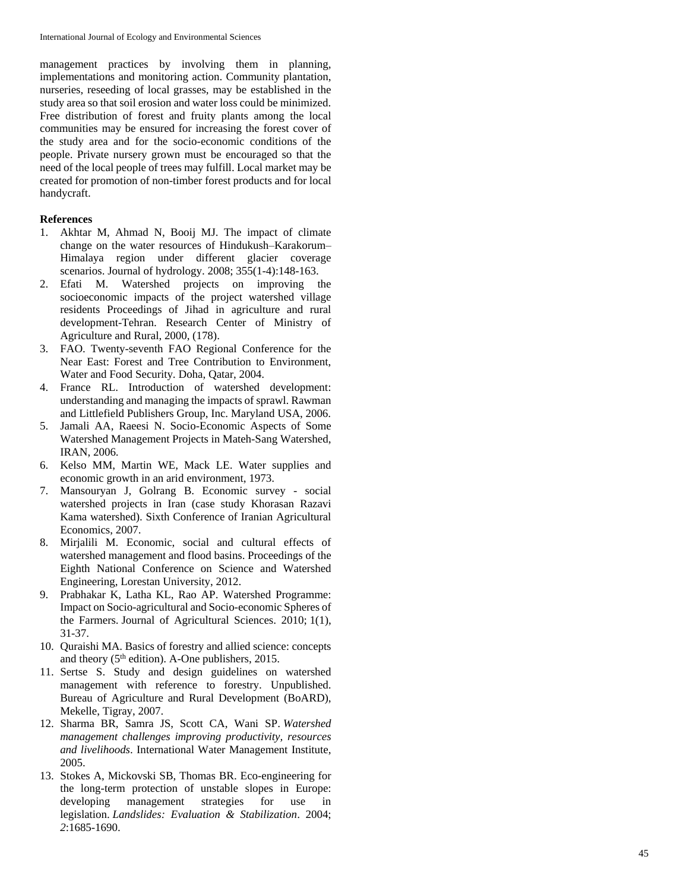management practices by involving them in planning, implementations and monitoring action. Community plantation, nurseries, reseeding of local grasses, may be established in the study area so that soil erosion and water loss could be minimized. Free distribution of forest and fruity plants among the local communities may be ensured for increasing the forest cover of the study area and for the socio-economic conditions of the people. Private nursery grown must be encouraged so that the need of the local people of trees may fulfill. Local market may be created for promotion of non-timber forest products and for local handycraft.

**References**

1. Akhtar M, Ahmad N, Booij MJ. The impact of climate change on the water resources of Hindukush–Karakorum–Himalaya region under different glacier coverage scenarios. Journal of hydrology. 2008; 355(1-4):148-163.
2. Efati M. Watershed projects on improving the socioeconomic impacts of the project watershed village residents Proceedings of Jihad in agriculture and rural development-Tehran. Research Center of Ministry of Agriculture and Rural, 2000, (178).
3. FAO. Twenty-seventh FAO Regional Conference for the Near East: Forest and Tree Contribution to Environment, Water and Food Security. Doha, Qatar, 2004.
4. France RL. Introduction of watershed development: understanding and managing the impacts of sprawl. Rawman and Littlefield Publishers Group, Inc. Maryland USA, 2006.
5. Jamali AA, Raeesi N. Socio-Economic Aspects of Some Watershed Management Projects in Mateh-Sang Watershed, IRAN, 2006.
6. Kelso MM, Martin WE, Mack LE. Water supplies and economic growth in an arid environment, 1973.
7. Mansouryan J, Golrang B. Economic survey - social watershed projects in Iran (case study Khorasan Razavi Kama watershed). Sixth Conference of Iranian Agricultural Economics, 2007.
8. Mirjalili M. Economic, social and cultural effects of watershed management and flood basins. Proceedings of the Eighth National Conference on Science and Watershed Engineering, Lorestan University, 2012.
9. Prabhakar K, Latha KL, Rao AP. Watershed Programme: Impact on Socio-agricultural and Socio-economic Spheres of the Farmers. Journal of Agricultural Sciences. 2010; 1(1), 31-37.
10. Quraishi MA. Basics of forestry and allied science: concepts and theory (5th edition). A-One publishers, 2015.
11. Sertse S. Study and design guidelines on watershed management with reference to forestry. Unpublished. Bureau of Agriculture and Rural Development (BoARD), Mekelle, Tigray, 2007.
12. Sharma BR, Samra JS, Scott CA, Wani SP. *Watershed management challenges improving productivity, resources and livelihoods*. International Water Management Institute, 2005.
13. Stokes A, Mickovski SB, Thomas BR. Eco-engineering for the long-term protection of unstable slopes in Europe: developing management strategies for use in legislation. *Landslides: Evaluation & Stabilization*. 2004; *2*:1685-1690.